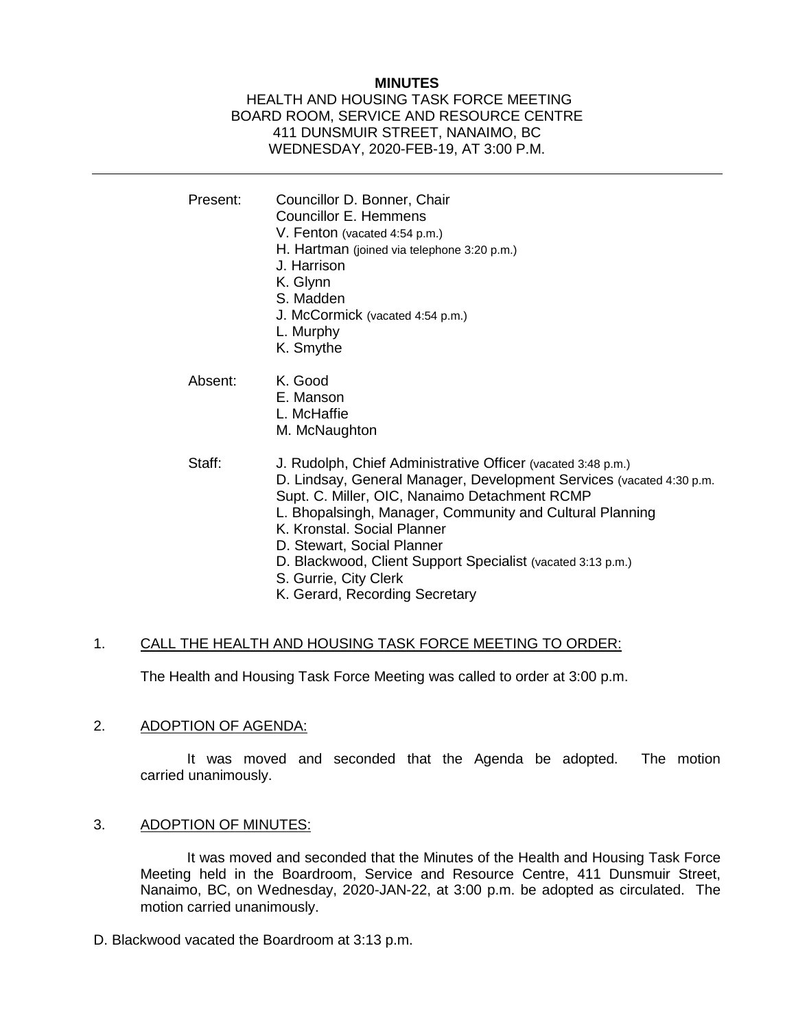**MINUTES**

HEALTH AND HOUSING TASK FORCE MEETING
BOARD ROOM, SERVICE AND RESOURCE CENTRE
411 DUNSMUIR STREET, NANAIMO, BC
WEDNESDAY, 2020-FEB-19, AT 3:00 P.M.

---

Present: Councillor D. Bonner, Chair
Councillor E. Hemmens
V. Fenton (vacated 4:54 p.m.)
H. Hartman (joined via telephone 3:20 p.m.)
J. Harrison
K. Glynn
S. Madden
J. McCormick (vacated 4:54 p.m.)
L. Murphy
K. Smythe

Absent: K. Good
E. Manson
L. McHaffie
M. McNaughton

Staff: J. Rudolph, Chief Administrative Officer (vacated 3:48 p.m.)
D. Lindsay, General Manager, Development Services (vacated 4:30 p.m.
Supt. C. Miller, OIC, Nanaimo Detachment RCMP
L. Bhopalsingh, Manager, Community and Cultural Planning
K. Kronstal. Social Planner
D. Stewart, Social Planner
D. Blackwood, Client Support Specialist (vacated 3:13 p.m.)
S. Gurrie, City Clerk
K. Gerard, Recording Secretary

1. CALL THE HEALTH AND HOUSING TASK FORCE MEETING TO ORDER:

The Health and Housing Task Force Meeting was called to order at 3:00 p.m.

2. ADOPTION OF AGENDA:

It was moved and seconded that the Agenda be adopted. The motion carried unanimously.

3. ADOPTION OF MINUTES:

It was moved and seconded that the Minutes of the Health and Housing Task Force Meeting held in the Boardroom, Service and Resource Centre, 411 Dunsmuir Street, Nanaimo, BC, on Wednesday, 2020-JAN-22, at 3:00 p.m. be adopted as circulated. The motion carried unanimously.

D. Blackwood vacated the Boardroom at 3:13 p.m.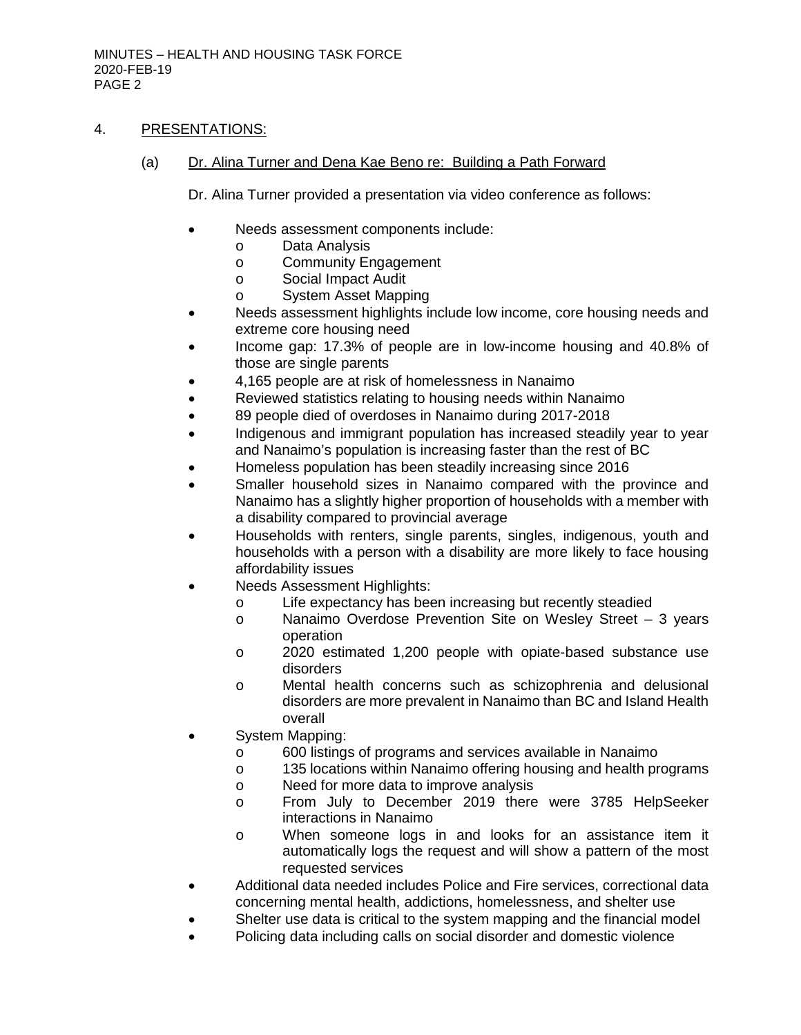## 4. PRESENTATIONS:

### (a) Dr. Alina Turner and Dena Kae Beno re: Building a Path Forward

Dr. Alina Turner provided a presentation via video conference as follows:

- Needs assessment components include:
  - Data Analysis
  - Community Engagement
  - Social Impact Audit
  - System Asset Mapping
- Needs assessment highlights include low income, core housing needs and extreme core housing need
- Income gap: 17.3% of people are in low-income housing and 40.8% of those are single parents
- 4,165 people are at risk of homelessness in Nanaimo
- Reviewed statistics relating to housing needs within Nanaimo
- 89 people died of overdoses in Nanaimo during 2017-2018
- Indigenous and immigrant population has increased steadily year to year and Nanaimo's population is increasing faster than the rest of BC
- Homeless population has been steadily increasing since 2016
- Smaller household sizes in Nanaimo compared with the province and Nanaimo has a slightly higher proportion of households with a member with a disability compared to provincial average
- Households with renters, single parents, singles, indigenous, youth and households with a person with a disability are more likely to face housing affordability issues
- Needs Assessment Highlights:
  - Life expectancy has been increasing but recently steadied
  - Nanaimo Overdose Prevention Site on Wesley Street – 3 years operation
  - 2020 estimated 1,200 people with opiate-based substance use disorders
  - Mental health concerns such as schizophrenia and delusional disorders are more prevalent in Nanaimo than BC and Island Health overall
- System Mapping:
  - 600 listings of programs and services available in Nanaimo
  - 135 locations within Nanaimo offering housing and health programs
  - Need for more data to improve analysis
  - From July to December 2019 there were 3785 HelpSeeker interactions in Nanaimo
  - When someone logs in and looks for an assistance item it automatically logs the request and will show a pattern of the most requested services
- Additional data needed includes Police and Fire services, correctional data concerning mental health, addictions, homelessness, and shelter use
- Shelter use data is critical to the system mapping and the financial model
- Policing data including calls on social disorder and domestic violence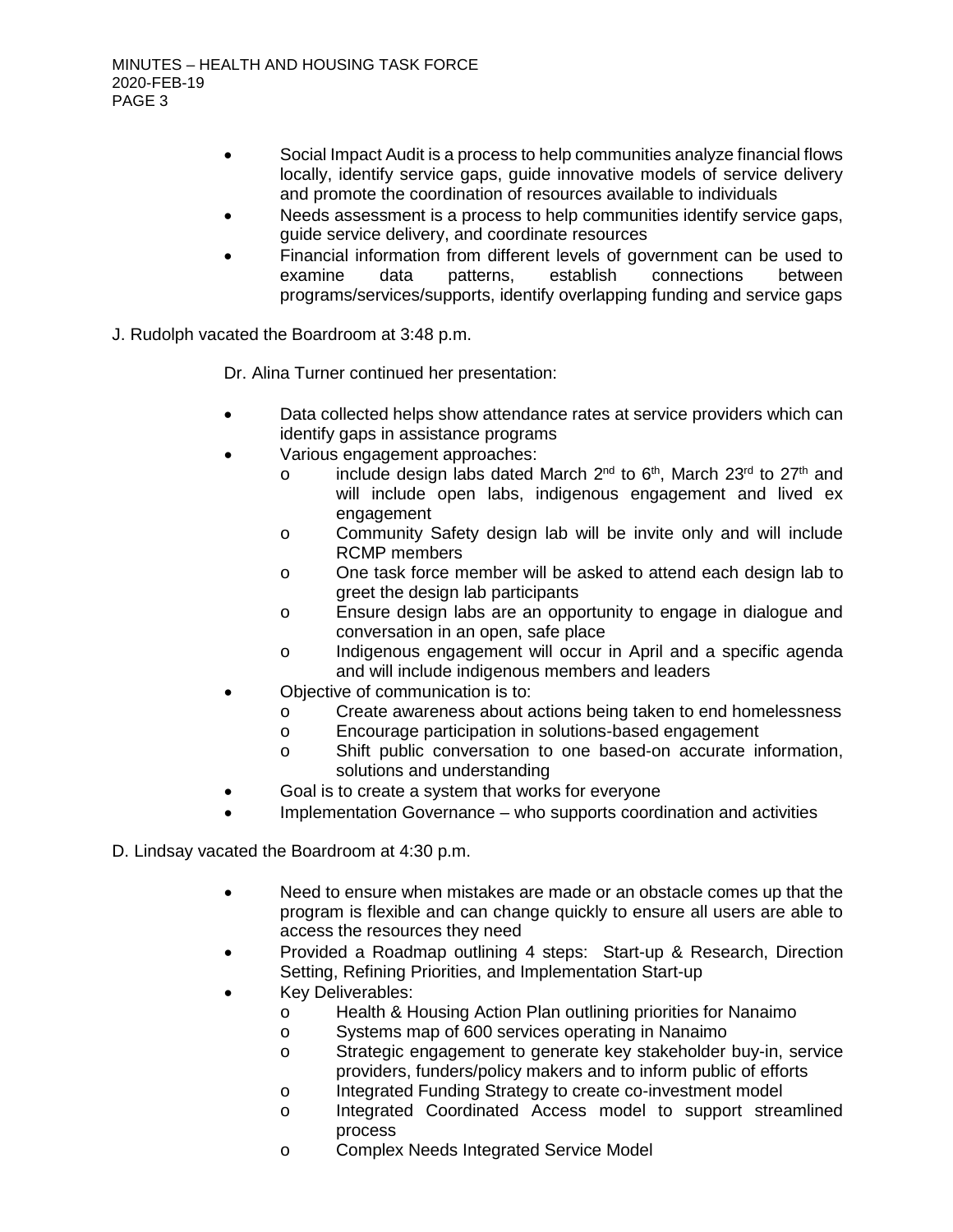- Social Impact Audit is a process to help communities analyze financial flows locally, identify service gaps, guide innovative models of service delivery and promote the coordination of resources available to individuals
- Needs assessment is a process to help communities identify service gaps, guide service delivery, and coordinate resources
- Financial information from different levels of government can be used to examine data patterns, establish connections between programs/services/supports, identify overlapping funding and service gaps

J. Rudolph vacated the Boardroom at 3:48 p.m.

Dr. Alina Turner continued her presentation:

- Data collected helps show attendance rates at service providers which can identify gaps in assistance programs
- Various engagement approaches:
  - include design labs dated March 2nd to 6th, March 23rd to 27th and will include open labs, indigenous engagement and lived ex engagement
  - Community Safety design lab will be invite only and will include RCMP members
  - One task force member will be asked to attend each design lab to greet the design lab participants
  - Ensure design labs are an opportunity to engage in dialogue and conversation in an open, safe place
  - Indigenous engagement will occur in April and a specific agenda and will include indigenous members and leaders
- Objective of communication is to:
  - Create awareness about actions being taken to end homelessness
  - Encourage participation in solutions-based engagement
  - Shift public conversation to one based-on accurate information, solutions and understanding
- Goal is to create a system that works for everyone
- Implementation Governance – who supports coordination and activities

D. Lindsay vacated the Boardroom at 4:30 p.m.

- Need to ensure when mistakes are made or an obstacle comes up that the program is flexible and can change quickly to ensure all users are able to access the resources they need
- Provided a Roadmap outlining 4 steps: Start-up & Research, Direction Setting, Refining Priorities, and Implementation Start-up
- Key Deliverables:
  - Health & Housing Action Plan outlining priorities for Nanaimo
  - Systems map of 600 services operating in Nanaimo
  - Strategic engagement to generate key stakeholder buy-in, service providers, funders/policy makers and to inform public of efforts
  - Integrated Funding Strategy to create co-investment model
  - Integrated Coordinated Access model to support streamlined process
  - Complex Needs Integrated Service Model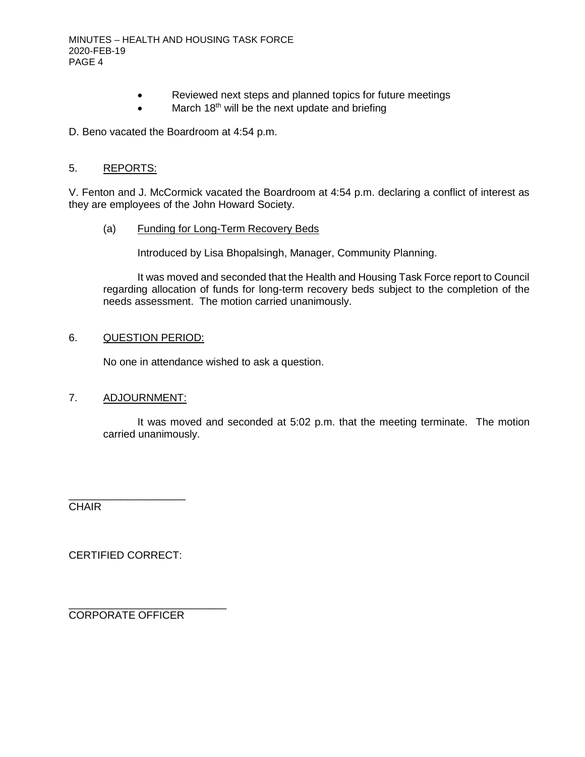- Reviewed next steps and planned topics for future meetings
- March 18th will be the next update and briefing

D. Beno vacated the Boardroom at 4:54 p.m.

## 5. REPORTS:

V. Fenton and J. McCormick vacated the Boardroom at 4:54 p.m. declaring a conflict of interest as they are employees of the John Howard Society.

### (a) Funding for Long-Term Recovery Beds

Introduced by Lisa Bhopalsingh, Manager, Community Planning.

It was moved and seconded that the Health and Housing Task Force report to Council regarding allocation of funds for long-term recovery beds subject to the completion of the needs assessment. The motion carried unanimously.

## 6. QUESTION PERIOD:

No one in attendance wished to ask a question.

## 7. ADJOURNMENT:

It was moved and seconded at 5:02 p.m. that the meeting terminate. The motion carried unanimously.

____________________
CHAIR

CERTIFIED CORRECT:

__________________________
CORPORATE OFFICER